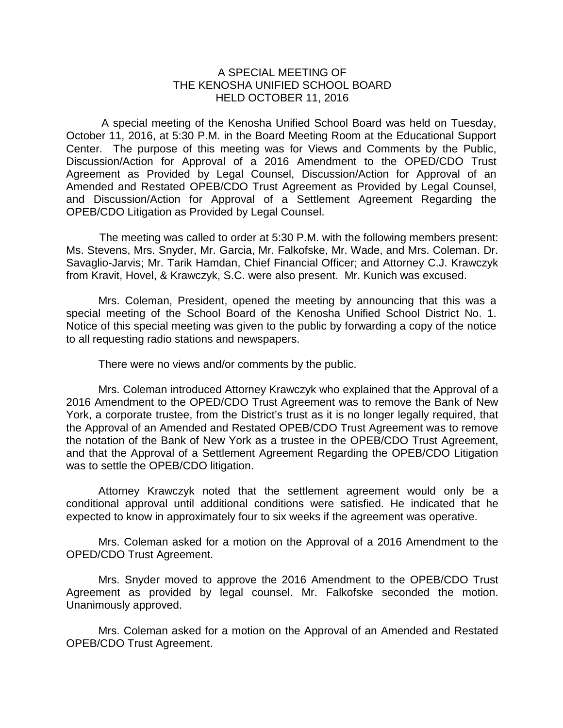# A SPECIAL MEETING OF
# THE KENOSHA UNIFIED SCHOOL BOARD
# HELD OCTOBER 11, 2016

A special meeting of the Kenosha Unified School Board was held on Tuesday, October 11, 2016, at 5:30 P.M. in the Board Meeting Room at the Educational Support Center. The purpose of this meeting was for Views and Comments by the Public, Discussion/Action for Approval of a 2016 Amendment to the OPED/CDO Trust Agreement as Provided by Legal Counsel, Discussion/Action for Approval of an Amended and Restated OPEB/CDO Trust Agreement as Provided by Legal Counsel, and Discussion/Action for Approval of a Settlement Agreement Regarding the OPEB/CDO Litigation as Provided by Legal Counsel.

The meeting was called to order at 5:30 P.M. with the following members present: Ms. Stevens, Mrs. Snyder, Mr. Garcia, Mr. Falkofske, Mr. Wade, and Mrs. Coleman. Dr. Savaglio-Jarvis; Mr. Tarik Hamdan, Chief Financial Officer; and Attorney C.J. Krawczyk from Kravit, Hovel, & Krawczyk, S.C. were also present. Mr. Kunich was excused.

Mrs. Coleman, President, opened the meeting by announcing that this was a special meeting of the School Board of the Kenosha Unified School District No. 1. Notice of this special meeting was given to the public by forwarding a copy of the notice to all requesting radio stations and newspapers.

There were no views and/or comments by the public.

Mrs. Coleman introduced Attorney Krawczyk who explained that the Approval of a 2016 Amendment to the OPED/CDO Trust Agreement was to remove the Bank of New York, a corporate trustee, from the District's trust as it is no longer legally required, that the Approval of an Amended and Restated OPEB/CDO Trust Agreement was to remove the notation of the Bank of New York as a trustee in the OPEB/CDO Trust Agreement, and that the Approval of a Settlement Agreement Regarding the OPEB/CDO Litigation was to settle the OPEB/CDO litigation.

Attorney Krawczyk noted that the settlement agreement would only be a conditional approval until additional conditions were satisfied. He indicated that he expected to know in approximately four to six weeks if the agreement was operative.

Mrs. Coleman asked for a motion on the Approval of a 2016 Amendment to the OPED/CDO Trust Agreement.

Mrs. Snyder moved to approve the 2016 Amendment to the OPEB/CDO Trust Agreement as provided by legal counsel. Mr. Falkofske seconded the motion. Unanimously approved.

Mrs. Coleman asked for a motion on the Approval of an Amended and Restated OPEB/CDO Trust Agreement.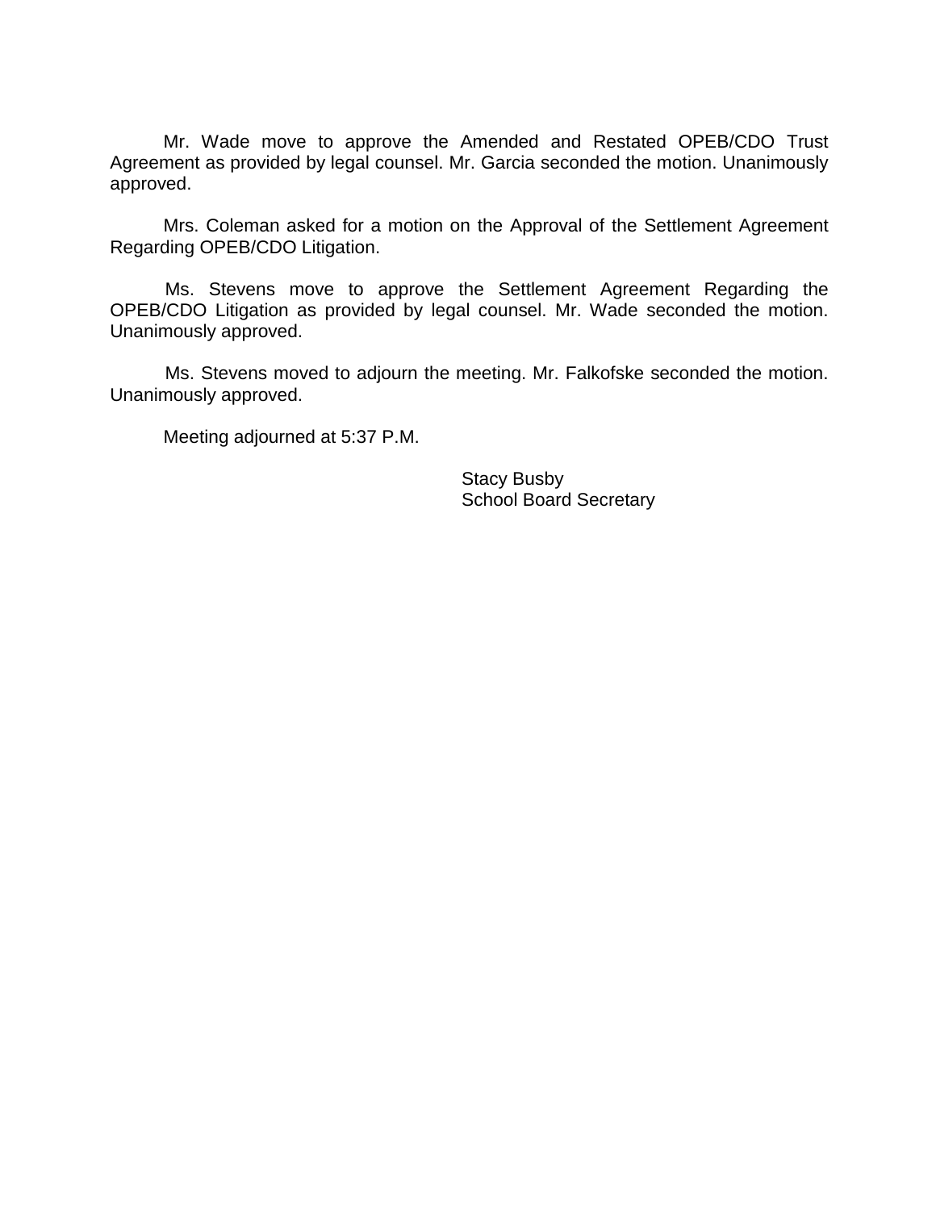Mr. Wade move to approve the Amended and Restated OPEB/CDO Trust Agreement as provided by legal counsel. Mr. Garcia seconded the motion. Unanimously approved.

Mrs. Coleman asked for a motion on the Approval of the Settlement Agreement Regarding OPEB/CDO Litigation.

Ms. Stevens move to approve the Settlement Agreement Regarding the OPEB/CDO Litigation as provided by legal counsel. Mr. Wade seconded the motion. Unanimously approved.

Ms. Stevens moved to adjourn the meeting. Mr. Falkofske seconded the motion. Unanimously approved.

Meeting adjourned at 5:37 P.M.

Stacy Busby
School Board Secretary